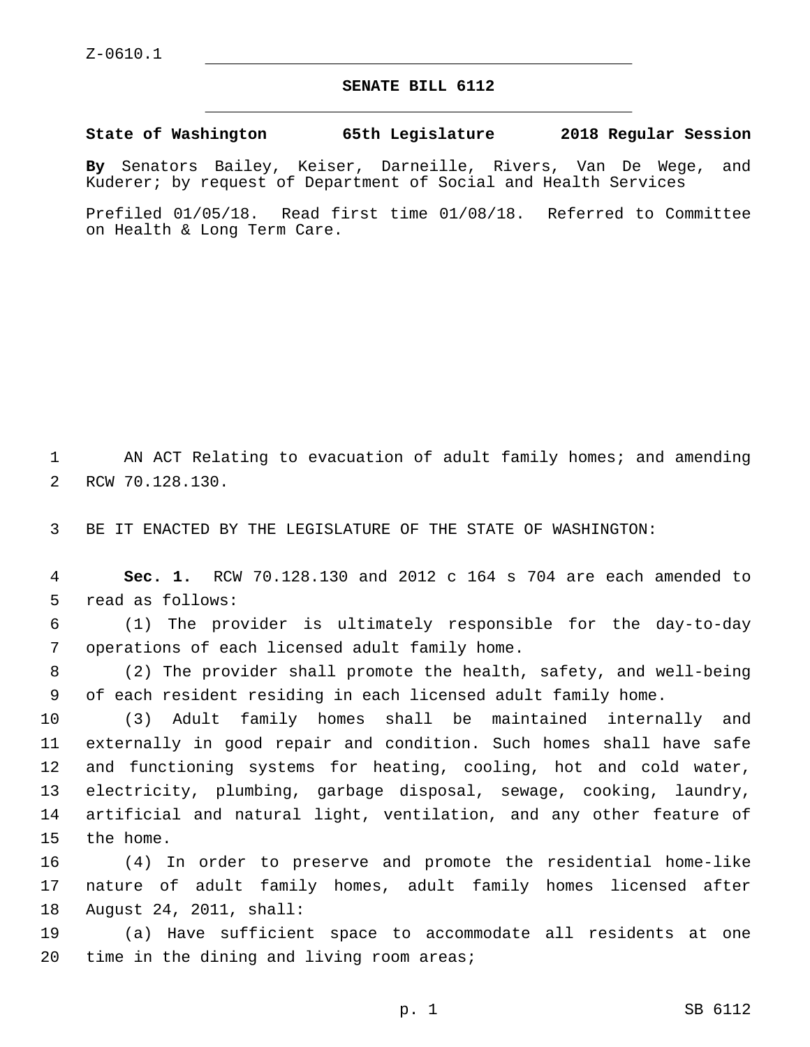Z-0610.1

# SENATE BILL 6112

**State of Washington 65th Legislature 2018 Regular Session**

**By** Senators Bailey, Keiser, Darneille, Rivers, Van De Wege, and Kuderer; by request of Department of Social and Health Services

Prefiled 01/05/18. Read first time 01/08/18. Referred to Committee on Health & Long Term Care.

AN ACT Relating to evacuation of adult family homes; and amending RCW 70.128.130.

BE IT ENACTED BY THE LEGISLATURE OF THE STATE OF WASHINGTON:

**Sec. 1.** RCW 70.128.130 and 2012 c 164 s 704 are each amended to read as follows:

(1) The provider is ultimately responsible for the day-to-day operations of each licensed adult family home.

(2) The provider shall promote the health, safety, and well-being of each resident residing in each licensed adult family home.

(3) Adult family homes shall be maintained internally and externally in good repair and condition. Such homes shall have safe and functioning systems for heating, cooling, hot and cold water, electricity, plumbing, garbage disposal, sewage, cooking, laundry, artificial and natural light, ventilation, and any other feature of the home.

(4) In order to preserve and promote the residential home-like nature of adult family homes, adult family homes licensed after August 24, 2011, shall:

(a) Have sufficient space to accommodate all residents at one time in the dining and living room areas;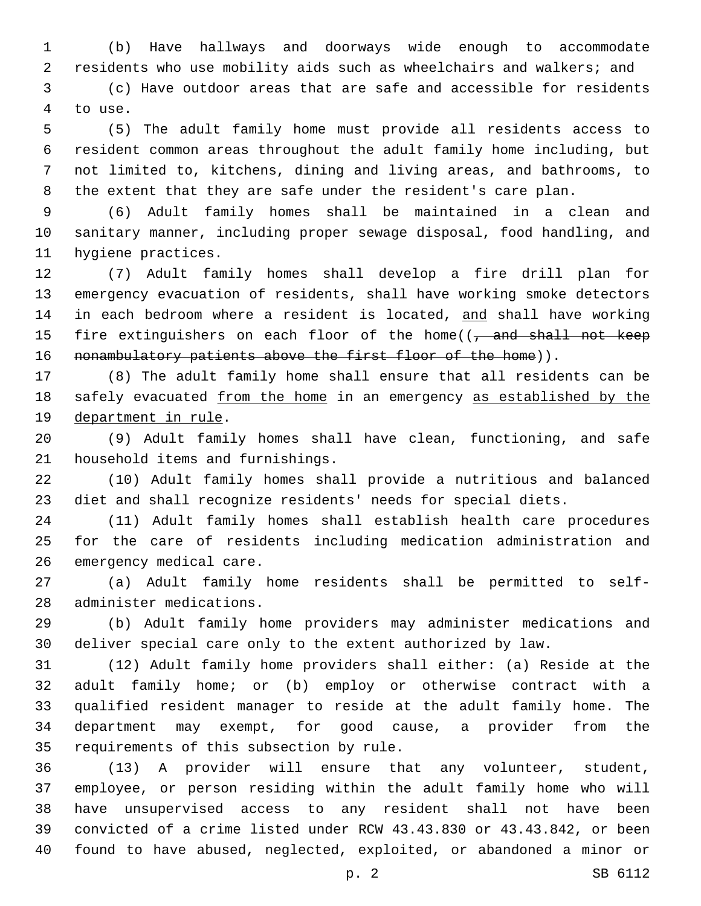(b) Have hallways and doorways wide enough to accommodate residents who use mobility aids such as wheelchairs and walkers; and

(c) Have outdoor areas that are safe and accessible for residents to use.

(5) The adult family home must provide all residents access to resident common areas throughout the adult family home including, but not limited to, kitchens, dining and living areas, and bathrooms, to the extent that they are safe under the resident's care plan.

(6) Adult family homes shall be maintained in a clean and sanitary manner, including proper sewage disposal, food handling, and hygiene practices.

(7) Adult family homes shall develop a fire drill plan for emergency evacuation of residents, shall have working smoke detectors in each bedroom where a resident is located, <u>and</u> shall have working fire extinguishers on each floor of the home((~~, and shall not keep nonambulatory patients above the first floor of the home~~)).

(8) The adult family home shall ensure that all residents can be safely evacuated <u>from the home</u> in an emergency <u>as established by the department in rule</u>.

(9) Adult family homes shall have clean, functioning, and safe household items and furnishings.

(10) Adult family homes shall provide a nutritious and balanced diet and shall recognize residents' needs for special diets.

(11) Adult family homes shall establish health care procedures for the care of residents including medication administration and emergency medical care.

(a) Adult family home residents shall be permitted to self-administer medications.

(b) Adult family home providers may administer medications and deliver special care only to the extent authorized by law.

(12) Adult family home providers shall either: (a) Reside at the adult family home; or (b) employ or otherwise contract with a qualified resident manager to reside at the adult family home. The department may exempt, for good cause, a provider from the requirements of this subsection by rule.

(13) A provider will ensure that any volunteer, student, employee, or person residing within the adult family home who will have unsupervised access to any resident shall not have been convicted of a crime listed under RCW 43.43.830 or 43.43.842, or been found to have abused, neglected, exploited, or abandoned a minor or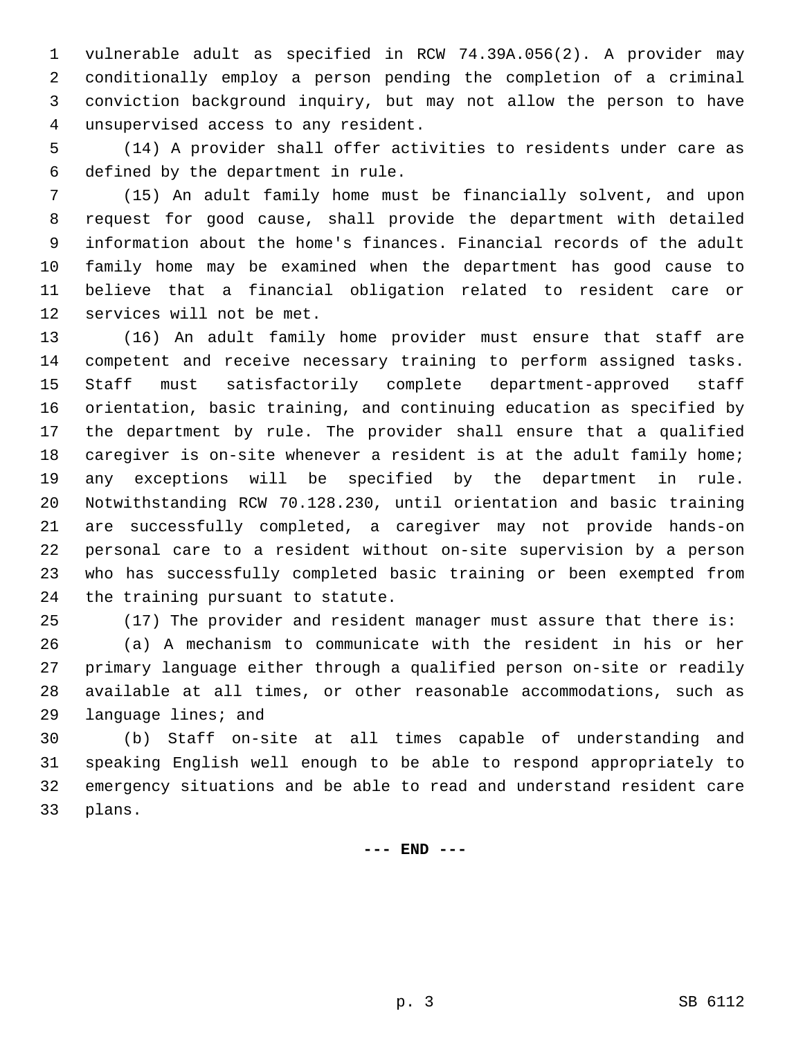vulnerable adult as specified in RCW 74.39A.056(2). A provider may conditionally employ a person pending the completion of a criminal conviction background inquiry, but may not allow the person to have unsupervised access to any resident.

(14) A provider shall offer activities to residents under care as defined by the department in rule.

(15) An adult family home must be financially solvent, and upon request for good cause, shall provide the department with detailed information about the home's finances. Financial records of the adult family home may be examined when the department has good cause to believe that a financial obligation related to resident care or services will not be met.

(16) An adult family home provider must ensure that staff are competent and receive necessary training to perform assigned tasks. Staff must satisfactorily complete department-approved staff orientation, basic training, and continuing education as specified by the department by rule. The provider shall ensure that a qualified caregiver is on-site whenever a resident is at the adult family home; any exceptions will be specified by the department in rule. Notwithstanding RCW 70.128.230, until orientation and basic training are successfully completed, a caregiver may not provide hands-on personal care to a resident without on-site supervision by a person who has successfully completed basic training or been exempted from the training pursuant to statute.

(17) The provider and resident manager must assure that there is:

(a) A mechanism to communicate with the resident in his or her primary language either through a qualified person on-site or readily available at all times, or other reasonable accommodations, such as language lines; and

(b) Staff on-site at all times capable of understanding and speaking English well enough to be able to respond appropriately to emergency situations and be able to read and understand resident care plans.

**--- END ---**